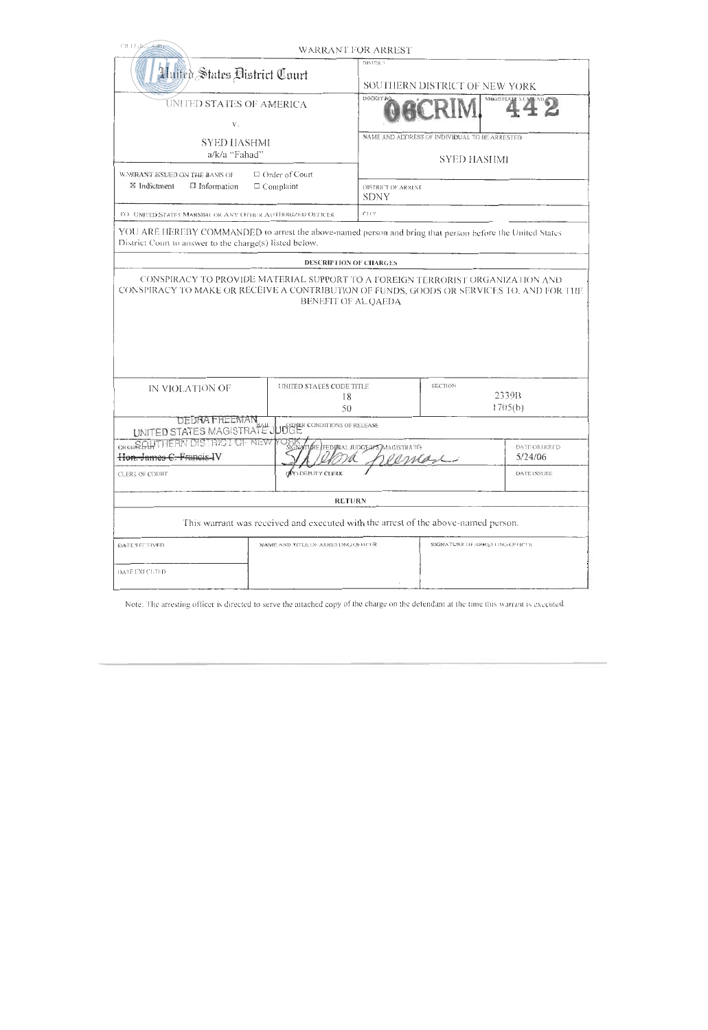CR 12 (Rev. 5/85)

# WARRANT FOR ARREST

| United States District Court | DISTRICT<br>SOUTHERN DISTRICT OF NEW YORK | |
|---|---|---|
| UNITED STATES OF AMERICA<br>v.<br>SYED HASHMI<br>a/k/a "Fahad" | DOCKET NO.<br>06CRIM. | MAGISTRATE'S CASE NO.<br>442 |
| | NAME AND ADDRESS OF INDIVIDUAL TO BE ARRESTED<br>SYED HASHMI | |
| WARRANT ISSUED ON THE BASIS OF<br>☒ Indictment ☐ Information ☐ Order of Court ☐ Complaint | DISTRICT OF ARREST<br>SDNY | |
| TO: UNITED STATES MARSHAL OR ANY OTHER AUTHORIZED OFFICER | CITY | |

YOU ARE HEREBY COMMANDED to arrest the above-named person and bring that person before the United States District Court to answer to the charge(s) listed below.

**DESCRIPTION OF CHARGES**

CONSPIRACY TO PROVIDE MATERIAL SUPPORT TO A FOREIGN TERRORIST ORGANIZATION AND CONSPIRACY TO MAKE OR RECEIVE A CONTRIBUTION OF FUNDS, GOODS OR SERVICES TO, AND FOR THE BENEFIT OF AL QAEDA

| IN VIOLATION OF | UNITED STATES CODE TITLE | SECTION |
|---|---|---|
| | 18 | 2339B |
| | 50 | 1705(b) |

| DEBRA FREEMAN<br>UNITED STATES MAGISTRATE JUDGE<br>SOUTHERN DISTRICT OF NEW YORK | BAIL | OTHER CONDITIONS OF RELEASE |
|---|---|---|
| ORDERED BY<br>~~Hon. James C. Francis IV~~ | SIGNATURE (FEDERAL JUDGE/U.S. MAGISTRATE)<br>Debra Freeman | DATE ORDERED<br>5/24/06 |
| CLERK OF COURT | (BY) DEPUTY CLERK | DATE ISSUED |

**RETURN**

This warrant was received and executed with the arrest of the above-named person.

| DATE RECEIVED | NAME AND TITLE OF ARRESTING OFFICER | SIGNATURE OF ARRESTING OFFICER |
|---|---|---|
| DATE EXECUTED | | |

Note: The arresting officer is directed to serve the attached copy of the charge on the defendant at the time this warrant is executed.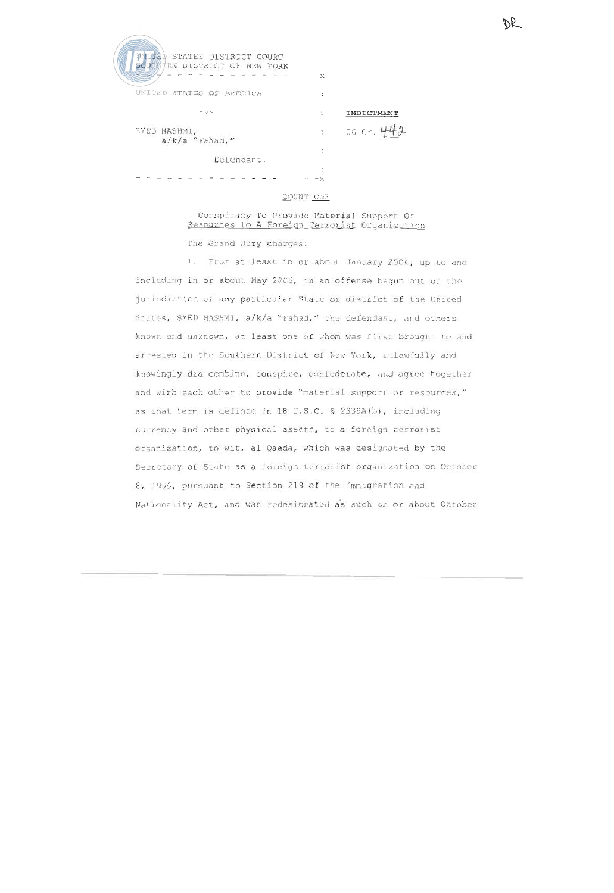DR

UNITED STATES DISTRICT COURT
SOUTHERN DISTRICT OF NEW YORK

- - - - - - - - - - - - - - - - -x

| | | |
|---|---|---|
| UNITED STATES OF AMERICA | : | |
| -v- | : | **INDICTMENT** |
| SYED HASHMI, a/k/a "Fahad," | : | 06 Cr. 442 |
| | : | |
| Defendant. | : | |

- - - - - - - - - - - - - - - - -x

COUNT ONE

Conspiracy To Provide Material Support Or Resources To A Foreign Terrorist Organization

The Grand Jury charges:

1. From at least in or about January 2004, up to and including in or about May 2006, in an offense begun out of the jurisdiction of any particular State or district of the United States, SYED HASHMI, a/k/a "Fahad," the defendant, and others known and unknown, at least one of whom was first brought to and arrested in the Southern District of New York, unlawfully and knowingly did combine, conspire, confederate, and agree together and with each other to provide "material support or resources," as that term is defined in 18 U.S.C. § 2339A(b), including currency and other physical assets, to a foreign terrorist organization, to wit, al Qaeda, which was designated by the Secretary of State as a foreign terrorist organization on October 8, 1999, pursuant to Section 219 of the Immigration and Nationality Act, and was redesignated as such on or about October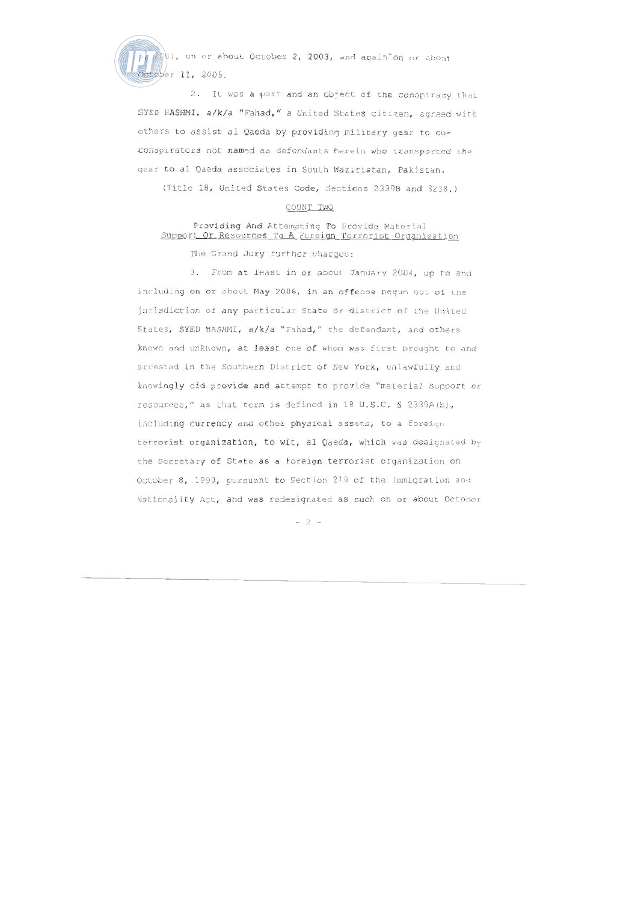2001, on or about October 2, 2003, and again on or about October 11, 2005.

2. It was a part and an object of the conspiracy that SYED HASHMI, a/k/a "Fahad," a United States citizen, agreed with others to assist al Qaeda by providing military gear to co-conspirators not named as defendants herein who transported the gear to al Qaeda associates in South Waziristan, Pakistan.

(Title 18, United States Code, Sections 2339B and 3238.)

COUNT TWO

Providing And Attempting To Provide Material Support Or Resources To A Foreign Terrorist Organization

The Grand Jury further charges:

3. From at least in or about January 2004, up to and including on or about May 2006, in an offense begun out of the jurisdiction of any particular State or district of the United States, SYED HASHMI, a/k/a "Fahad," the defendant, and others known and unknown, at least one of whom was first brought to and arrested in the Southern District of New York, unlawfully and knowingly did provide and attempt to provide "material support or resources," as that term is defined in 18 U.S.C. § 2339A(b), including currency and other physical assets, to a foreign terrorist organization, to wit, al Qaeda, which was designated by the Secretary of State as a foreign terrorist organization on October 8, 1999, pursuant to Section 219 of the Immigration and Nationality Act, and was redesignated as such on or about October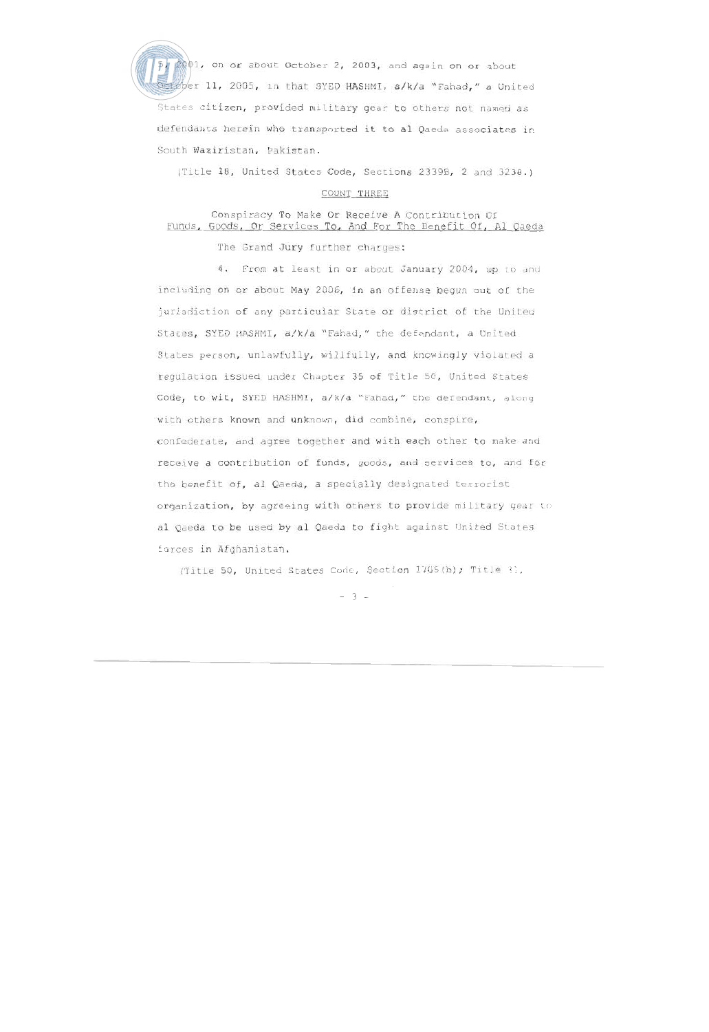5, 2001, on or about October 2, 2003, and again on or about October 11, 2005, in that SYED HASHMI, a/k/a "Fahad," a United States citizen, provided military gear to others not named as defendants herein who transported it to al Qaeda associates in South Waziristan, Pakistan.

(Title 18, United States Code, Sections 2339B, 2 and 3238.)

COUNT THREE

Conspiracy To Make Or Receive A Contribution Of Funds, Goods, Or Services To, And For The Benefit Of, Al Qaeda

The Grand Jury further charges:

4. From at least in or about January 2004, up to and including on or about May 2006, in an offense begun out of the jurisdiction of any particular State or district of the United States, SYED HASHMI, a/k/a "Fahad," the defendant, a United States person, unlawfully, willfully, and knowingly violated a regulation issued under Chapter 35 of Title 50, United States Code, to wit, SYED HASHMI, a/k/a "Fahad," the defendant, along with others known and unknown, did combine, conspire, confederate, and agree together and with each other to make and receive a contribution of funds, goods, and services to, and for the benefit of, al Qaeda, a specially designated terrorist organization, by agreeing with others to provide military gear to al Qaeda to be used by al Qaeda to fight against United States forces in Afghanistan.

(Title 50, United States Code, Section 1705(b); Title 31,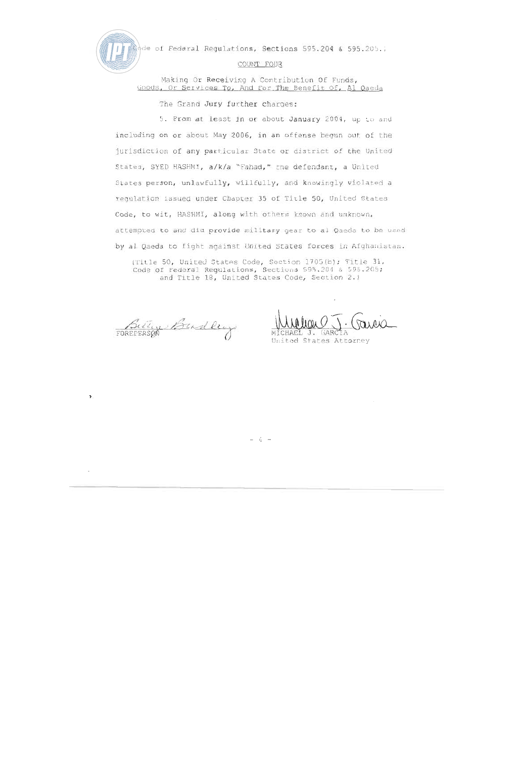Code of Federal Regulations, Sections 595.204 & 595.205.)

COUNT FOUR

Making Or Receiving A Contribution Of Funds, Goods, Or Services To, And For The Benefit Of, Al Qaeda

The Grand Jury further charges:

5. From at least in or about January 2004, up to and including on or about May 2006, in an offense begun out of the jurisdiction of any particular State or district of the United States, SYED HASHMI, a/k/a "Fahad," the defendant, a United States person, unlawfully, willfully, and knowingly violated a regulation issued under Chapter 35 of Title 50, United States Code, to wit, HASHMI, along with others known and unknown, attempted to and did provide military gear to al Qaeda to be used by al Qaeda to fight against United States forces in Afghanistan.

(Title 50, United States Code, Section 1705(b); Title 31, Code of Federal Regulations, Sections 595.204 & 595.205; and Title 18, United States Code, Section 2.)

FOREPERSON

MICHAEL J. GARCIA
United States Attorney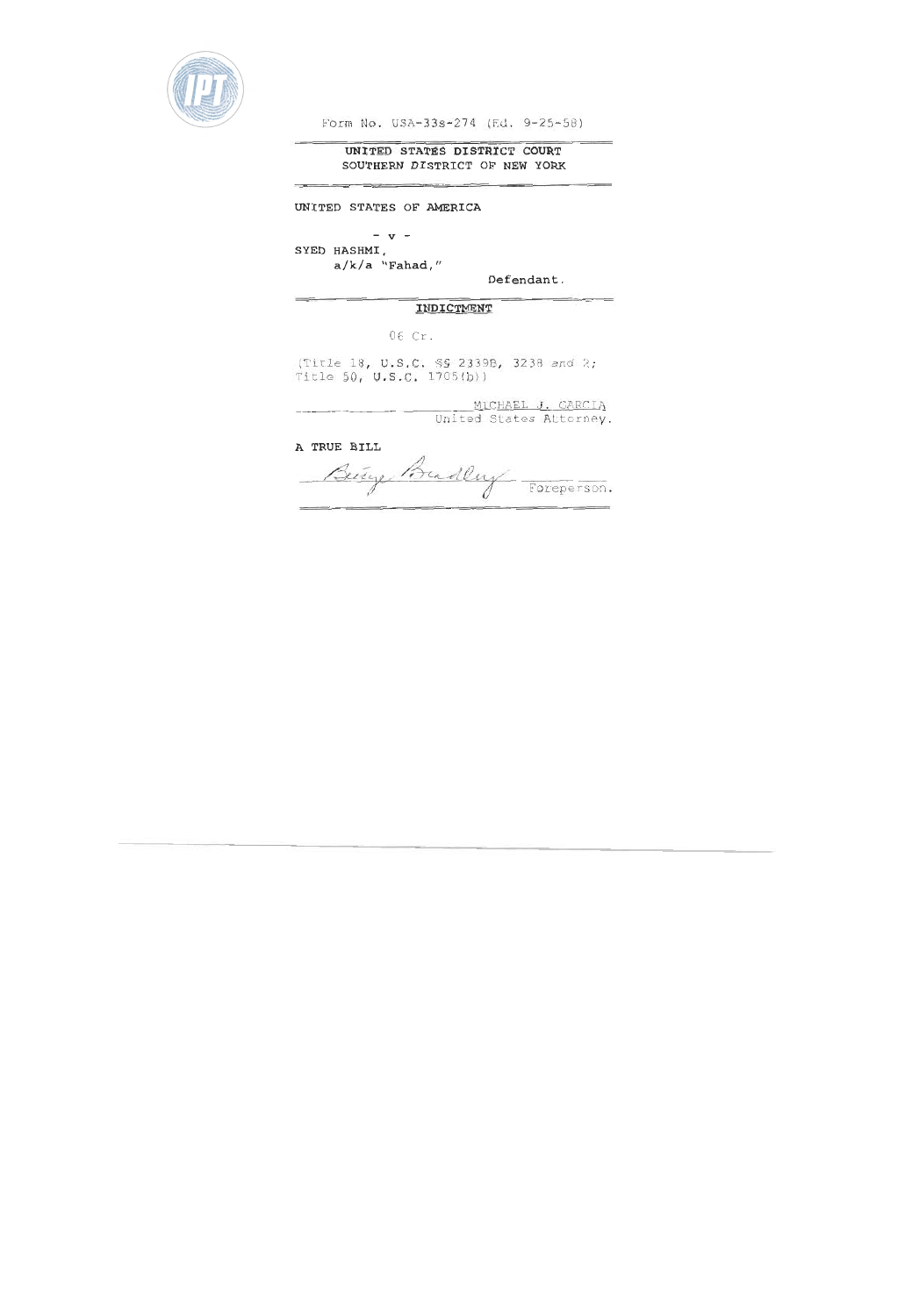Form No. USA-33s-274 (Ed. 9-25-58)

**UNITED STATES DISTRICT COURT**
**SOUTHERN DISTRICT OF NEW YORK**

UNITED STATES OF AMERICA

- v -

SYED HASHMI,
a/k/a "Fahad,"

Defendant.

**INDICTMENT**

06 Cr.

(Title 18, U.S.C. §§ 2339B, 3238 and 2;
Title 50, U.S.C. 1705(b))

MICHAEL J. GARCIA
United States Attorney.

A TRUE BILL

Betsy Bradley Foreperson.